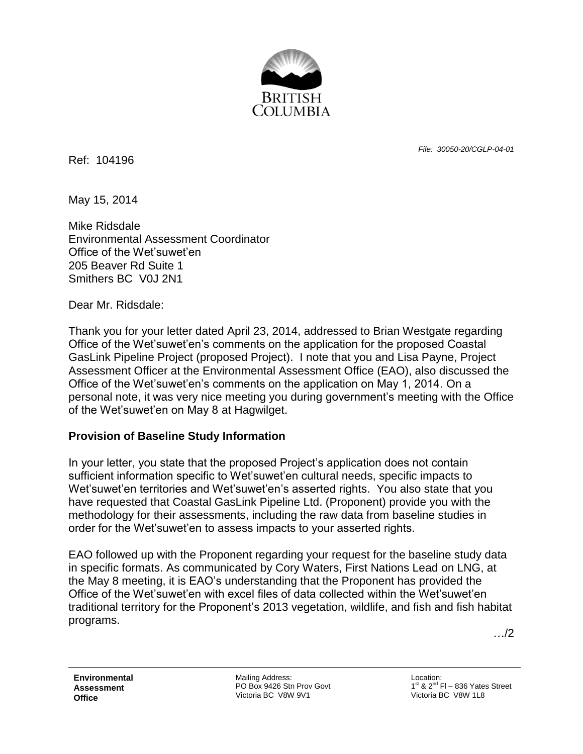BRITISH COLUMBIA

*File: 30050-20/CGLP-04-01*

Ref: 104196

May 15, 2014

Mike Ridsdale
Environmental Assessment Coordinator
Office of the Wet'suwet'en
205 Beaver Rd Suite 1
Smithers BC V0J 2N1

Dear Mr. Ridsdale:

Thank you for your letter dated April 23, 2014, addressed to Brian Westgate regarding Office of the Wet'suwet'en's comments on the application for the proposed Coastal GasLink Pipeline Project (proposed Project). I note that you and Lisa Payne, Project Assessment Officer at the Environmental Assessment Office (EAO), also discussed the Office of the Wet'suwet'en's comments on the application on May 1, 2014. On a personal note, it was very nice meeting you during government's meeting with the Office of the Wet'suwet'en on May 8 at Hagwilget.

**Provision of Baseline Study Information**

In your letter, you state that the proposed Project's application does not contain sufficient information specific to Wet'suwet'en cultural needs, specific impacts to Wet'suwet'en territories and Wet'suwet'en's asserted rights. You also state that you have requested that Coastal GasLink Pipeline Ltd. (Proponent) provide you with the methodology for their assessments, including the raw data from baseline studies in order for the Wet'suwet'en to assess impacts to your asserted rights.

EAO followed up with the Proponent regarding your request for the baseline study data in specific formats. As communicated by Cory Waters, First Nations Lead on LNG, at the May 8 meeting, it is EAO's understanding that the Proponent has provided the Office of the Wet'suwet'en with excel files of data collected within the Wet'suwet'en traditional territory for the Proponent's 2013 vegetation, wildlife, and fish and fish habitat programs.

…/2

**Environmental Assessment Office**

Mailing Address:
PO Box 9426 Stn Prov Govt
Victoria BC V8W 9V1

Location:
1st & 2nd Fl – 836 Yates Street
Victoria BC V8W 1L8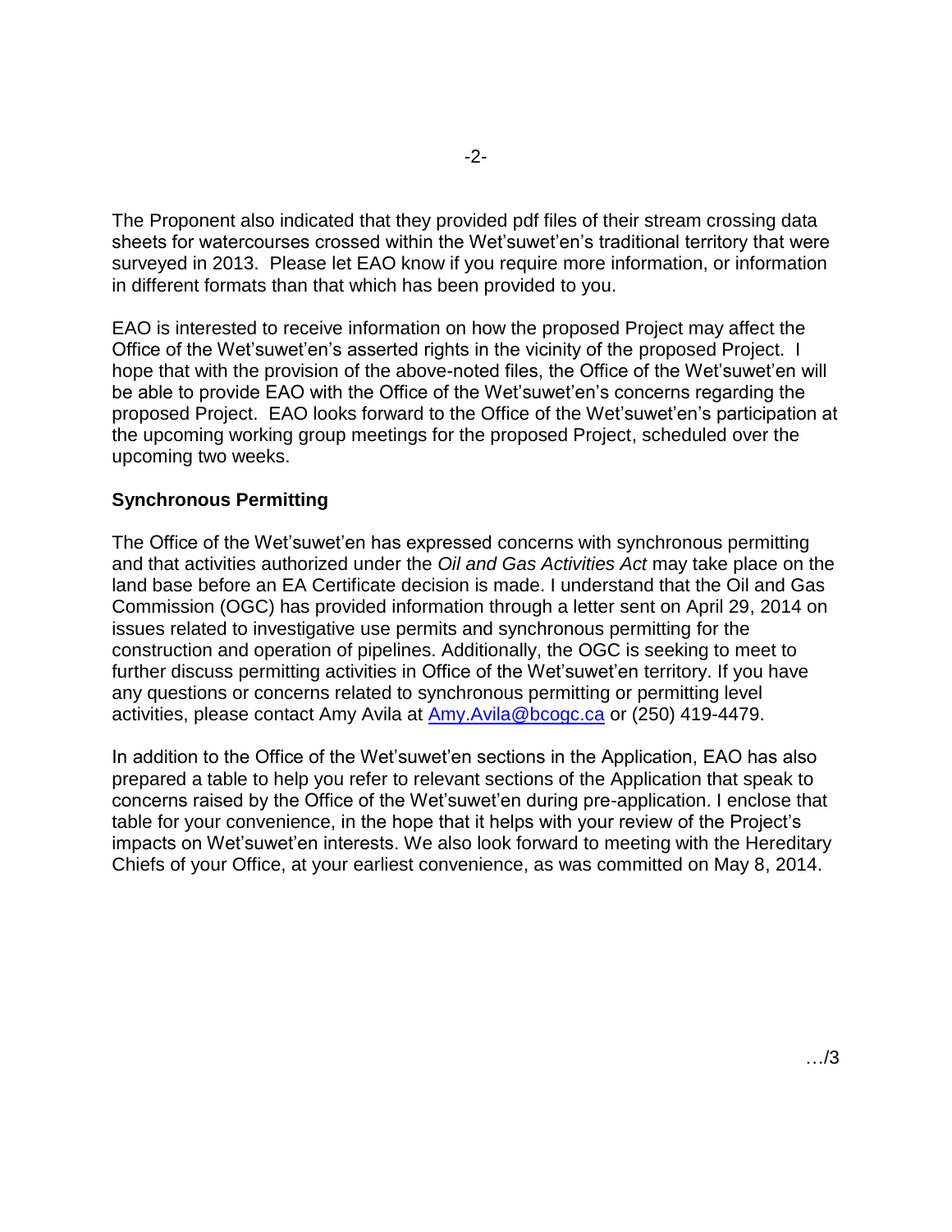The Proponent also indicated that they provided pdf files of their stream crossing data sheets for watercourses crossed within the Wet'suwet'en's traditional territory that were surveyed in 2013. Please let EAO know if you require more information, or information in different formats than that which has been provided to you.

EAO is interested to receive information on how the proposed Project may affect the Office of the Wet'suwet'en's asserted rights in the vicinity of the proposed Project. I hope that with the provision of the above-noted files, the Office of the Wet'suwet'en will be able to provide EAO with the Office of the Wet'suwet'en's concerns regarding the proposed Project. EAO looks forward to the Office of the Wet'suwet'en's participation at the upcoming working group meetings for the proposed Project, scheduled over the upcoming two weeks.

**Synchronous Permitting**

The Office of the Wet'suwet'en has expressed concerns with synchronous permitting and that activities authorized under the *Oil and Gas Activities Act* may take place on the land base before an EA Certificate decision is made. I understand that the Oil and Gas Commission (OGC) has provided information through a letter sent on April 29, 2014 on issues related to investigative use permits and synchronous permitting for the construction and operation of pipelines. Additionally, the OGC is seeking to meet to further discuss permitting activities in Office of the Wet'suwet'en territory. If you have any questions or concerns related to synchronous permitting or permitting level activities, please contact Amy Avila at Amy.Avila@bcogc.ca or (250) 419-4479.

In addition to the Office of the Wet'suwet'en sections in the Application, EAO has also prepared a table to help you refer to relevant sections of the Application that speak to concerns raised by the Office of the Wet'suwet'en during pre-application. I enclose that table for your convenience, in the hope that it helps with your review of the Project's impacts on Wet'suwet'en interests. We also look forward to meeting with the Hereditary Chiefs of your Office, at your earliest convenience, as was committed on May 8, 2014.

…/3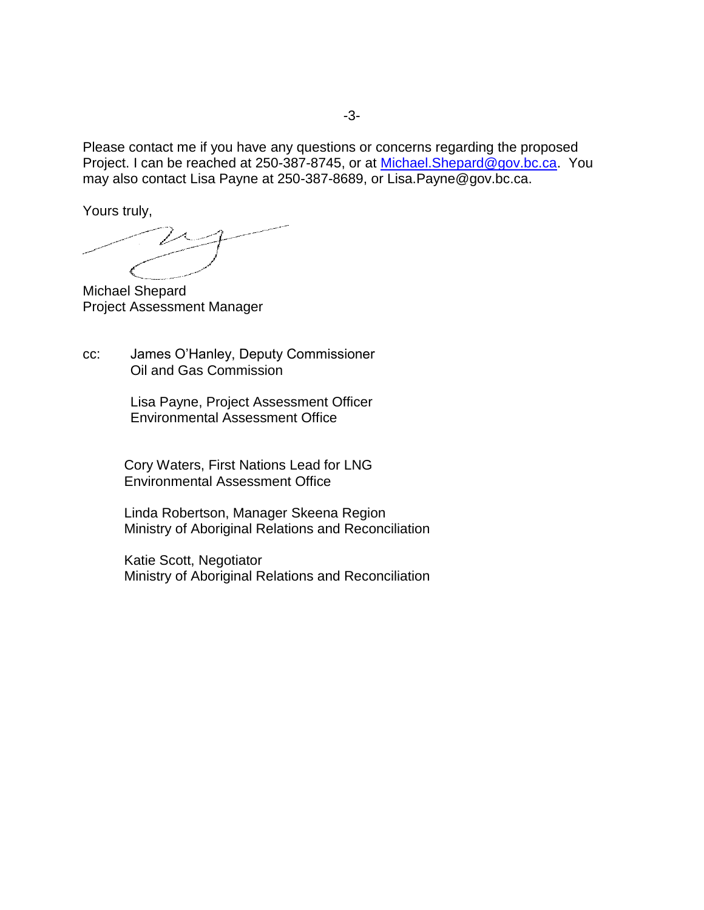Please contact me if you have any questions or concerns regarding the proposed Project. I can be reached at 250-387-8745, or at Michael.Shepard@gov.bc.ca. You may also contact Lisa Payne at 250-387-8689, or Lisa.Payne@gov.bc.ca.

Yours truly,

Michael Shepard
Project Assessment Manager

cc: James O'Hanley, Deputy Commissioner
Oil and Gas Commission

Lisa Payne, Project Assessment Officer
Environmental Assessment Office

Cory Waters, First Nations Lead for LNG
Environmental Assessment Office

Linda Robertson, Manager Skeena Region
Ministry of Aboriginal Relations and Reconciliation

Katie Scott, Negotiator
Ministry of Aboriginal Relations and Reconciliation